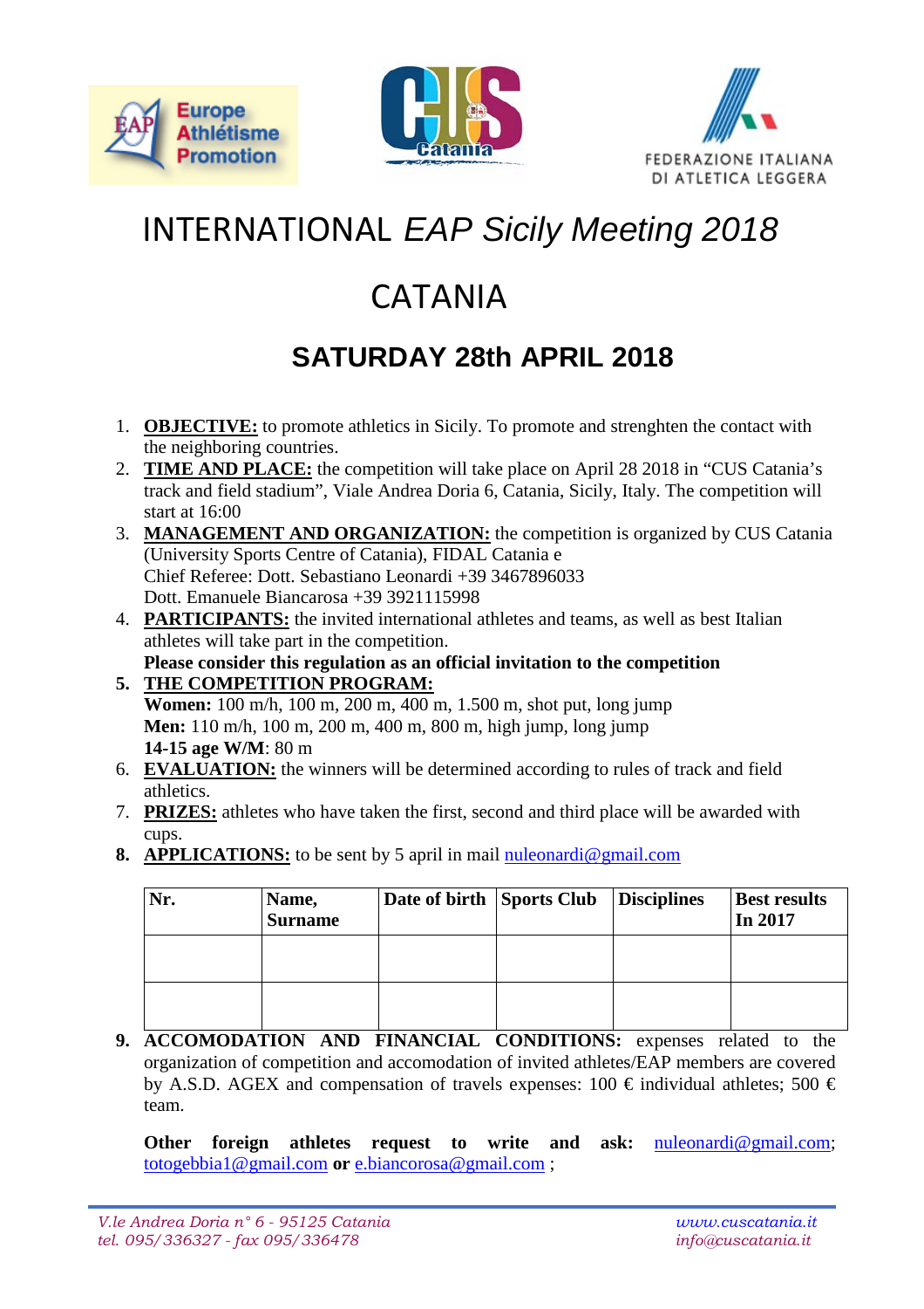# INTERNATIONAL *EAP Sicily Meeting 2018*

# CATANIA

## SATURDAY 28th APRIL 2018

1. **OBJECTIVE:** to promote athletics in Sicily. To promote and strenghten the contact with the neighboring countries.
2. **TIME AND PLACE:** the competition will take place on April 28 2018 in "CUS Catania's track and field stadium", Viale Andrea Doria 6, Catania, Sicily, Italy. The competition will start at 16:00
3. **MANAGEMENT AND ORGANIZATION:** the competition is organized by CUS Catania (University Sports Centre of Catania), FIDAL Catania e
   Chief Referee: Dott. Sebastiano Leonardi +39 3467896033
   Dott. Emanuele Biancarosa +39 3921115998
4. **PARTICIPANTS:** the invited international athletes and teams, as well as best Italian athletes will take part in the competition.
   **Please consider this regulation as an official invitation to the competition**
5. **THE COMPETITION PROGRAM:**
   **Women:** 100 m/h, 100 m, 200 m, 400 m, 1.500 m, shot put, long jump
   **Men:** 110 m/h, 100 m, 200 m, 400 m, 800 m, high jump, long jump
   **14-15 age W/M**: 80 m
6. **EVALUATION:** the winners will be determined according to rules of track and field athletics.
7. **PRIZES:** athletes who have taken the first, second and third place will be awarded with cups.
8. **APPLICATIONS:** to be sent by 5 april in mail nuleonardi@gmail.com

| Nr. | Name, Surname | Date of birth | Sports Club | Disciplines | Best results In 2017 |
|---|---|---|---|---|---|
| | | | | | |
| | | | | | |

9. **ACCOMODATION AND FINANCIAL CONDITIONS:** expenses related to the organization of competition and accomodation of invited athletes/EAP members are covered by A.S.D. AGEX and compensation of travels expenses: 100 € individual athletes; 500 € team.

   **Other foreign athletes request to write and ask:** nuleonardi@gmail.com; totogebbia1@gmail.com **or** e.biancorosa@gmail.com ;

*V.le Andrea Doria n° 6 - 95125 Catania*
*tel. 095/336327 - fax 095/336478*
*www.cuscatania.it*
*info@cuscatania.it*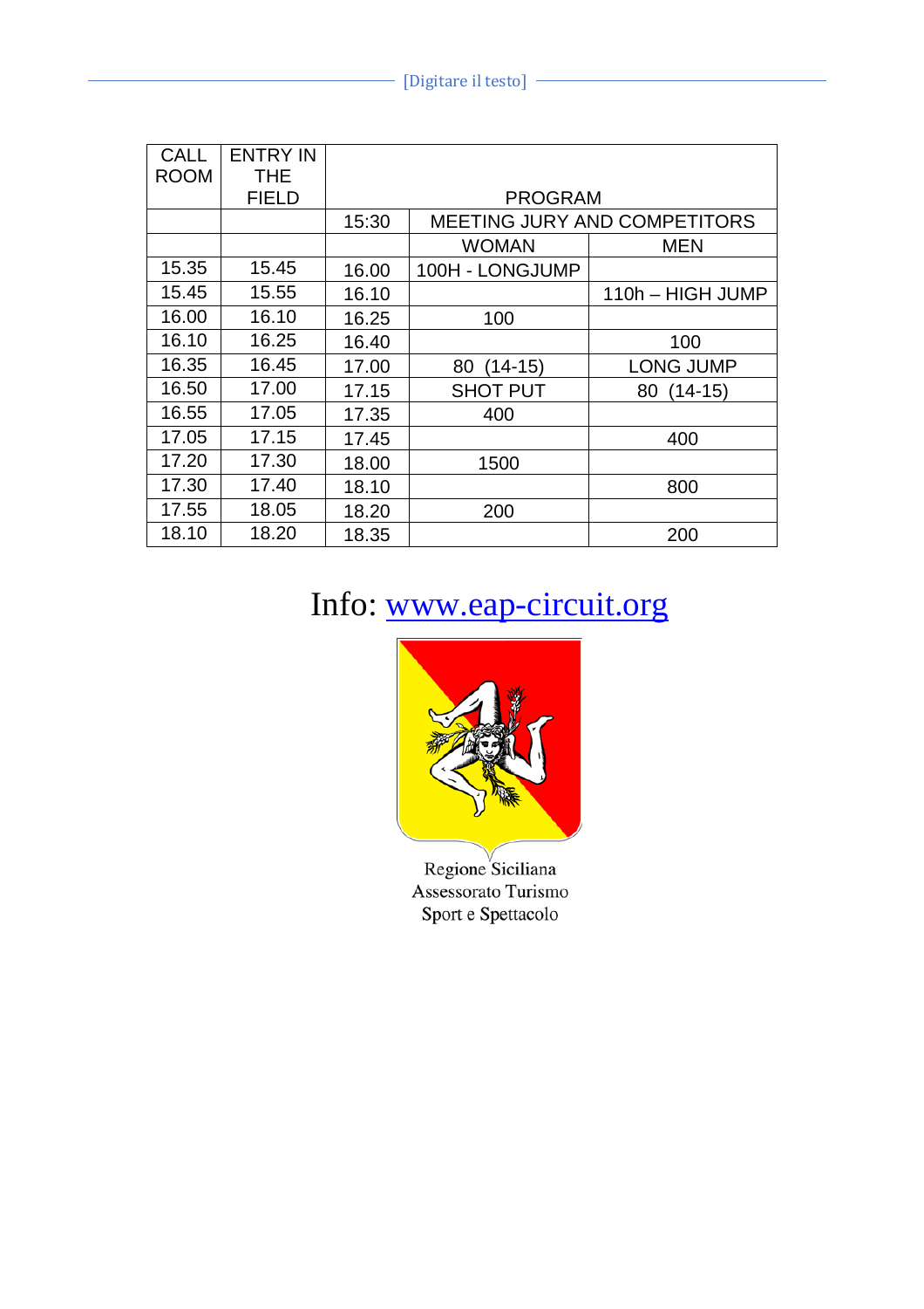| CALL ROOM | ENTRY IN THE FIELD | PROGRAM | | |
|---|---|---|---|---|
| | | 15:30 | MEETING JURY AND COMPETITORS | |
| | | | WOMAN | MEN |
| 15.35 | 15.45 | 16.00 | 100H - LONGJUMP | |
| 15.45 | 15.55 | 16.10 | | 110h – HIGH JUMP |
| 16.00 | 16.10 | 16.25 | 100 | |
| 16.10 | 16.25 | 16.40 | | 100 |
| 16.35 | 16.45 | 17.00 | 80 (14-15) | LONG JUMP |
| 16.50 | 17.00 | 17.15 | SHOT PUT | 80 (14-15) |
| 16.55 | 17.05 | 17.35 | 400 | |
| 17.05 | 17.15 | 17.45 | | 400 |
| 17.20 | 17.30 | 18.00 | 1500 | |
| 17.30 | 17.40 | 18.10 | | 800 |
| 17.55 | 18.05 | 18.20 | 200 | |
| 18.10 | 18.20 | 18.35 | | 200 |

Info: [www.eap-circuit.org](http://www.eap-circuit.org)

Regione Siciliana
Assessorato Turismo
Sport e Spettacolo